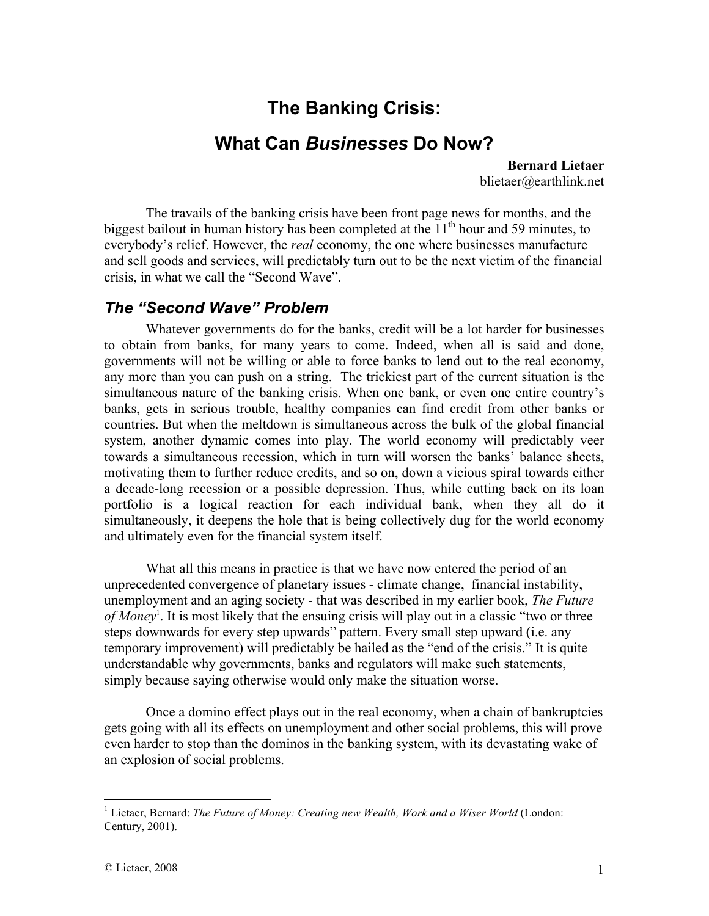# The Banking Crisis:

# What Can *Businesses* Do Now?

**Bernard Lietaer**
blietaer@earthlink.net

The travails of the banking crisis have been front page news for months, and the biggest bailout in human history has been completed at the 11th hour and 59 minutes, to everybody's relief. However, the *real* economy, the one where businesses manufacture and sell goods and services, will predictably turn out to be the next victim of the financial crisis, in what we call the "Second Wave".

## *The "Second Wave" Problem*

Whatever governments do for the banks, credit will be a lot harder for businesses to obtain from banks, for many years to come. Indeed, when all is said and done, governments will not be willing or able to force banks to lend out to the real economy, any more than you can push on a string. The trickiest part of the current situation is the simultaneous nature of the banking crisis. When one bank, or even one entire country's banks, gets in serious trouble, healthy companies can find credit from other banks or countries. But when the meltdown is simultaneous across the bulk of the global financial system, another dynamic comes into play. The world economy will predictably veer towards a simultaneous recession, which in turn will worsen the banks' balance sheets, motivating them to further reduce credits, and so on, down a vicious spiral towards either a decade-long recession or a possible depression. Thus, while cutting back on its loan portfolio is a logical reaction for each individual bank, when they all do it simultaneously, it deepens the hole that is being collectively dug for the world economy and ultimately even for the financial system itself.

What all this means in practice is that we have now entered the period of an unprecedented convergence of planetary issues - climate change, financial instability, unemployment and an aging society - that was described in my earlier book, *The Future of Money*[1]. It is most likely that the ensuing crisis will play out in a classic "two or three steps downwards for every step upwards" pattern. Every small step upward (i.e. any temporary improvement) will predictably be hailed as the "end of the crisis." It is quite understandable why governments, banks and regulators will make such statements, simply because saying otherwise would only make the situation worse.

Once a domino effect plays out in the real economy, when a chain of bankruptcies gets going with all its effects on unemployment and other social problems, this will prove even harder to stop than the dominos in the banking system, with its devastating wake of an explosion of social problems.

---

[1] Lietaer, Bernard: *The Future of Money: Creating new Wealth, Work and a Wiser World* (London: Century, 2001).

© Lietaer, 2008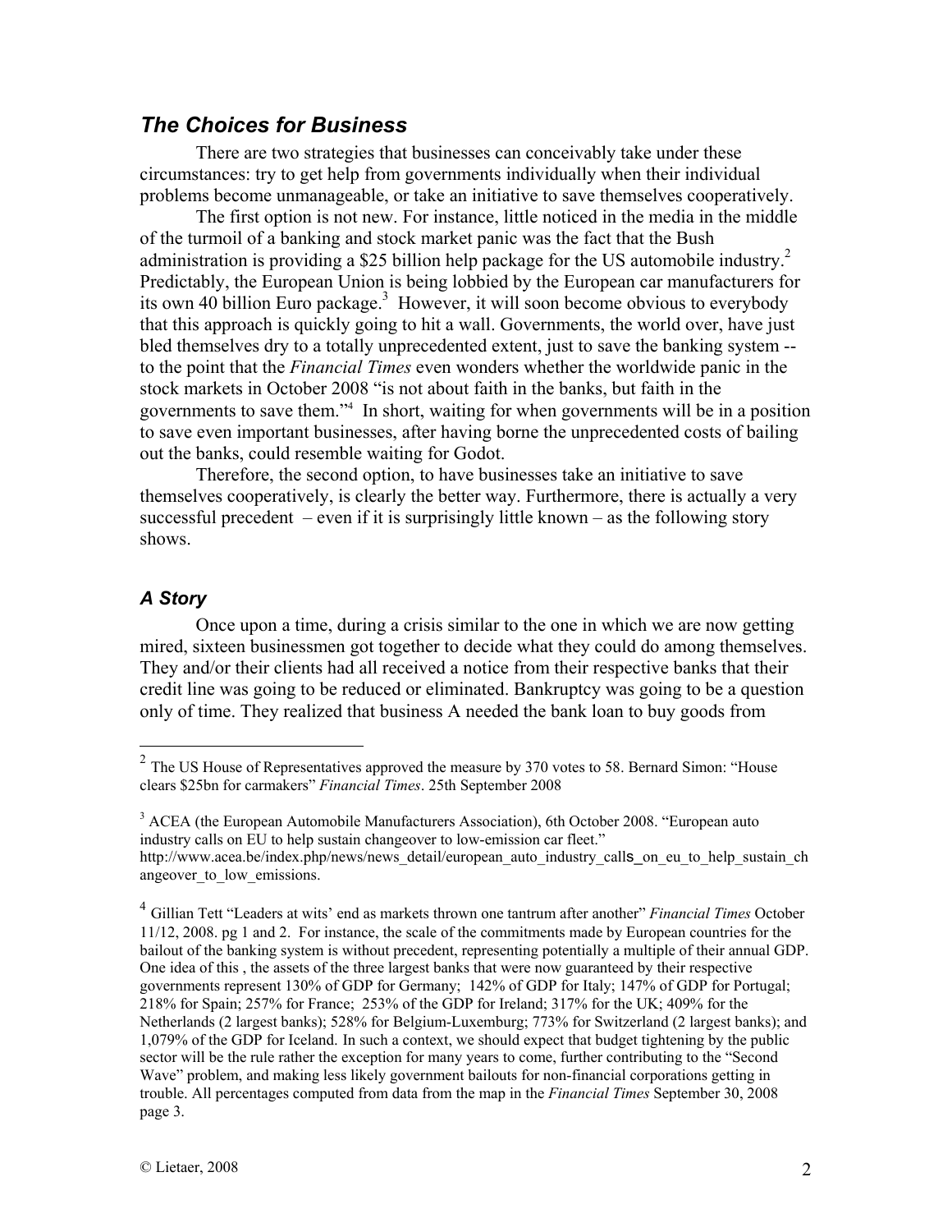### *The Choices for Business*

There are two strategies that businesses can conceivably take under these circumstances: try to get help from governments individually when their individual problems become unmanageable, or take an initiative to save themselves cooperatively.

The first option is not new. For instance, little noticed in the media in the middle of the turmoil of a banking and stock market panic was the fact that the Bush administration is providing a $25 billion help package for the US automobile industry.[2] Predictably, the European Union is being lobbied by the European car manufacturers for its own 40 billion Euro package.[3] However, it will soon become obvious to everybody that this approach is quickly going to hit a wall. Governments, the world over, have just bled themselves dry to a totally unprecedented extent, just to save the banking system -- to the point that the *Financial Times* even wonders whether the worldwide panic in the stock markets in October 2008 "is not about faith in the banks, but faith in the governments to save them."[4] In short, waiting for when governments will be in a position to save even important businesses, after having borne the unprecedented costs of bailing out the banks, could resemble waiting for Godot.

Therefore, the second option, to have businesses take an initiative to save themselves cooperatively, is clearly the better way. Furthermore, there is actually a very successful precedent – even if it is surprisingly little known – as the following story shows.

### *A Story*

Once upon a time, during a crisis similar to the one in which we are now getting mired, sixteen businessmen got together to decide what they could do among themselves. They and/or their clients had all received a notice from their respective banks that their credit line was going to be reduced or eliminated. Bankruptcy was going to be a question only of time. They realized that business A needed the bank loan to buy goods from

---

[2] The US House of Representatives approved the measure by 370 votes to 58. Bernard Simon: "House clears $25bn for carmakers" *Financial Times*. 25th September 2008

[3] ACEA (the European Automobile Manufacturers Association), 6th October 2008. "European auto industry calls on EU to help sustain changeover to low-emission car fleet." http://www.acea.be/index.php/news/news_detail/european_auto_industry_calls_on_eu_to_help_sustain_changeover_to_low_emissions.

[4] Gillian Tett "Leaders at wits' end as markets thrown one tantrum after another" *Financial Times* October 11/12, 2008. pg 1 and 2. For instance, the scale of the commitments made by European countries for the bailout of the banking system is without precedent, representing potentially a multiple of their annual GDP. One idea of this , the assets of the three largest banks that were now guaranteed by their respective governments represent 130% of GDP for Germany; 142% of GDP for Italy; 147% of GDP for Portugal; 218% for Spain; 257% for France; 253% of the GDP for Ireland; 317% for the UK; 409% for the Netherlands (2 largest banks); 528% for Belgium-Luxemburg; 773% for Switzerland (2 largest banks); and 1,079% of the GDP for Iceland. In such a context, we should expect that budget tightening by the public sector will be the rule rather the exception for many years to come, further contributing to the "Second Wave" problem, and making less likely government bailouts for non-financial corporations getting in trouble. All percentages computed from data from the map in the *Financial Times* September 30, 2008 page 3.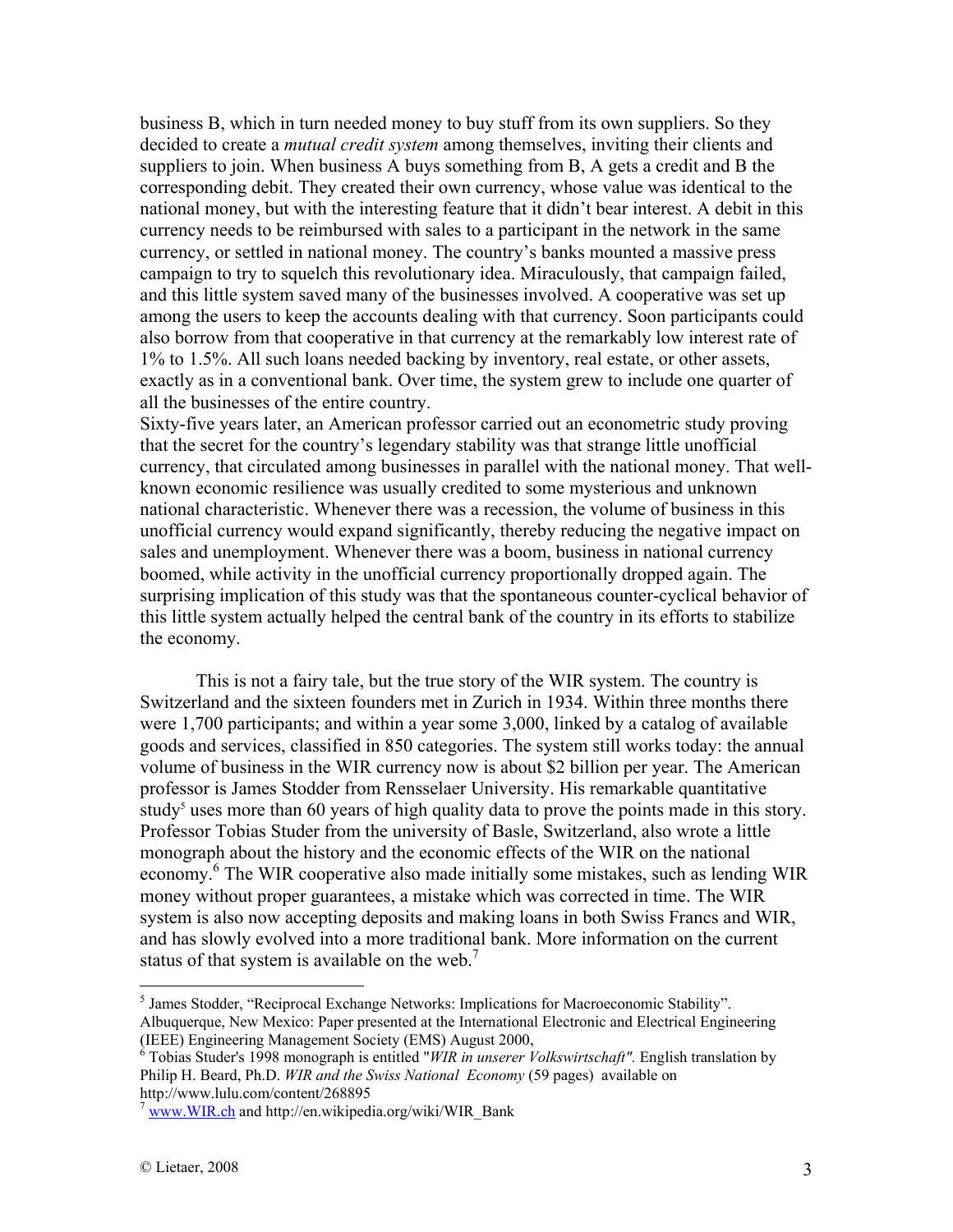business B, which in turn needed money to buy stuff from its own suppliers. So they decided to create a *mutual credit system* among themselves, inviting their clients and suppliers to join. When business A buys something from B, A gets a credit and B the corresponding debit. They created their own currency, whose value was identical to the national money, but with the interesting feature that it didn't bear interest. A debit in this currency needs to be reimbursed with sales to a participant in the network in the same currency, or settled in national money. The country's banks mounted a massive press campaign to try to squelch this revolutionary idea. Miraculously, that campaign failed, and this little system saved many of the businesses involved. A cooperative was set up among the users to keep the accounts dealing with that currency. Soon participants could also borrow from that cooperative in that currency at the remarkably low interest rate of 1% to 1.5%. All such loans needed backing by inventory, real estate, or other assets, exactly as in a conventional bank. Over time, the system grew to include one quarter of all the businesses of the entire country.

Sixty-five years later, an American professor carried out an econometric study proving that the secret for the country's legendary stability was that strange little unofficial currency, that circulated among businesses in parallel with the national money. That well-known economic resilience was usually credited to some mysterious and unknown national characteristic. Whenever there was a recession, the volume of business in this unofficial currency would expand significantly, thereby reducing the negative impact on sales and unemployment. Whenever there was a boom, business in national currency boomed, while activity in the unofficial currency proportionally dropped again. The surprising implication of this study was that the spontaneous counter-cyclical behavior of this little system actually helped the central bank of the country in its efforts to stabilize the economy.

This is not a fairy tale, but the true story of the WIR system. The country is Switzerland and the sixteen founders met in Zurich in 1934. Within three months there were 1,700 participants; and within a year some 3,000, linked by a catalog of available goods and services, classified in 850 categories. The system still works today: the annual volume of business in the WIR currency now is about $2 billion per year. The American professor is James Stodder from Rensselaer University. His remarkable quantitative study[5] uses more than 60 years of high quality data to prove the points made in this story. Professor Tobias Studer from the university of Basle, Switzerland, also wrote a little monograph about the history and the economic effects of the WIR on the national economy.[6] The WIR cooperative also made initially some mistakes, such as lending WIR money without proper guarantees, a mistake which was corrected in time. The WIR system is also now accepting deposits and making loans in both Swiss Francs and WIR, and has slowly evolved into a more traditional bank. More information on the current status of that system is available on the web.[7]

---

[5] James Stodder, "Reciprocal Exchange Networks: Implications for Macroeconomic Stability". Albuquerque, New Mexico: Paper presented at the International Electronic and Electrical Engineering (IEEE) Engineering Management Society (EMS) August 2000,

[6] Tobias Studer's 1998 monograph is entitled "*WIR in unserer Volkswirtschaft".* English translation by Philip H. Beard, Ph.D. *WIR and the Swiss National Economy* (59 pages) available on http://www.lulu.com/content/268895

[7] www.WIR.ch and http://en.wikipedia.org/wiki/WIR_Bank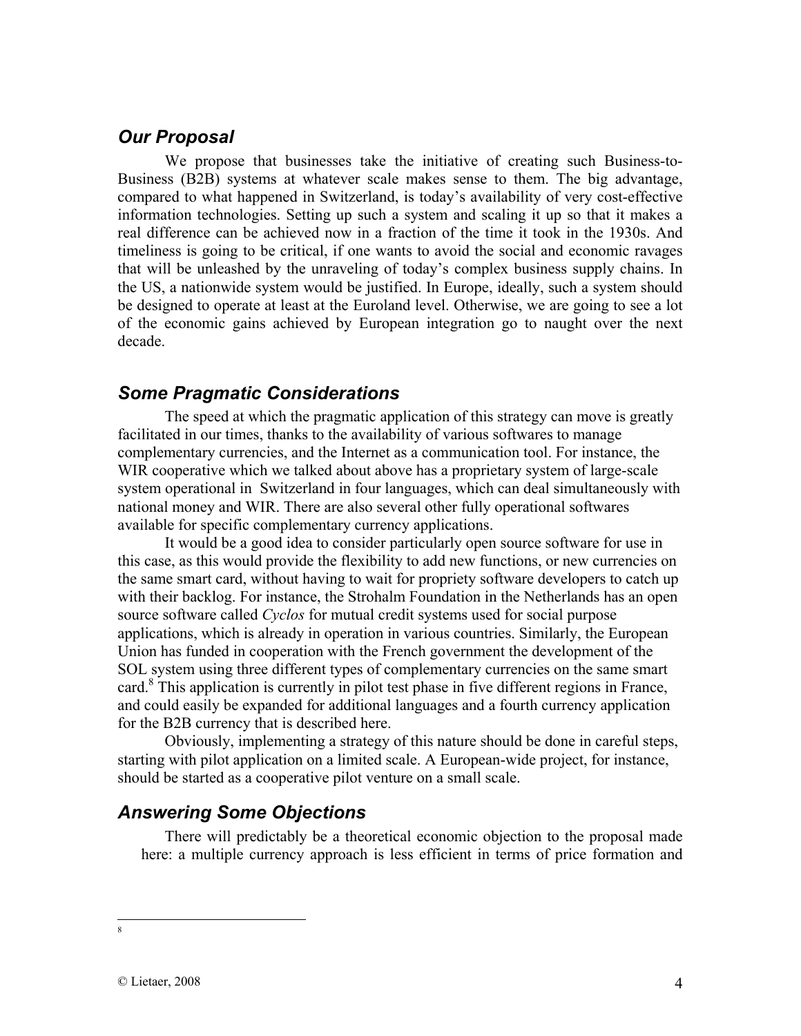## *Our Proposal*

We propose that businesses take the initiative of creating such Business-to-Business (B2B) systems at whatever scale makes sense to them. The big advantage, compared to what happened in Switzerland, is today's availability of very cost-effective information technologies. Setting up such a system and scaling it up so that it makes a real difference can be achieved now in a fraction of the time it took in the 1930s. And timeliness is going to be critical, if one wants to avoid the social and economic ravages that will be unleashed by the unraveling of today's complex business supply chains. In the US, a nationwide system would be justified. In Europe, ideally, such a system should be designed to operate at least at the Euroland level. Otherwise, we are going to see a lot of the economic gains achieved by European integration go to naught over the next decade.

## *Some Pragmatic Considerations*

The speed at which the pragmatic application of this strategy can move is greatly facilitated in our times, thanks to the availability of various softwares to manage complementary currencies, and the Internet as a communication tool. For instance, the WIR cooperative which we talked about above has a proprietary system of large-scale system operational in Switzerland in four languages, which can deal simultaneously with national money and WIR. There are also several other fully operational softwares available for specific complementary currency applications.

It would be a good idea to consider particularly open source software for use in this case, as this would provide the flexibility to add new functions, or new currencies on the same smart card, without having to wait for propriety software developers to catch up with their backlog. For instance, the Strohalm Foundation in the Netherlands has an open source software called *Cyclos* for mutual credit systems used for social purpose applications, which is already in operation in various countries. Similarly, the European Union has funded in cooperation with the French government the development of the SOL system using three different types of complementary currencies on the same smart card.[8] This application is currently in pilot test phase in five different regions in France, and could easily be expanded for additional languages and a fourth currency application for the B2B currency that is described here.

Obviously, implementing a strategy of this nature should be done in careful steps, starting with pilot application on a limited scale. A European-wide project, for instance, should be started as a cooperative pilot venture on a small scale.

## *Answering Some Objections*

There will predictably be a theoretical economic objection to the proposal made here: a multiple currency approach is less efficient in terms of price formation and

---

[8]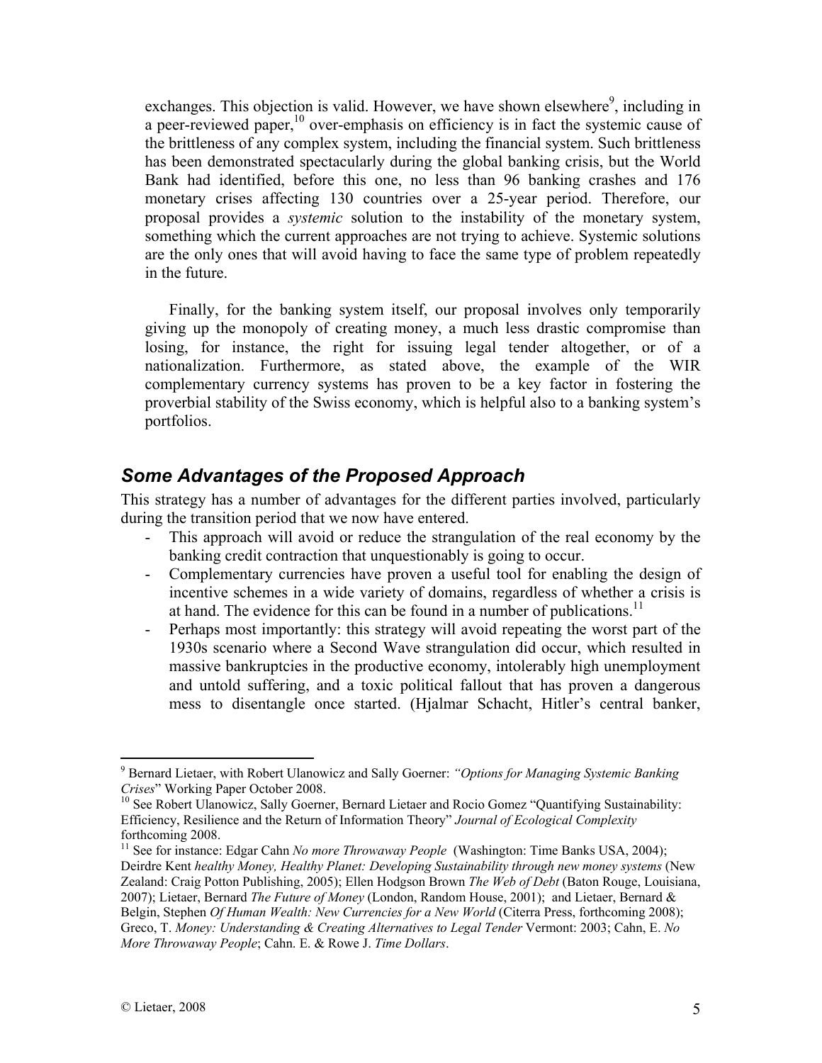exchanges. This objection is valid. However, we have shown elsewhere[9], including in a peer-reviewed paper,[10] over-emphasis on efficiency is in fact the systemic cause of the brittleness of any complex system, including the financial system. Such brittleness has been demonstrated spectacularly during the global banking crisis, but the World Bank had identified, before this one, no less than 96 banking crashes and 176 monetary crises affecting 130 countries over a 25-year period. Therefore, our proposal provides a *systemic* solution to the instability of the monetary system, something which the current approaches are not trying to achieve. Systemic solutions are the only ones that will avoid having to face the same type of problem repeatedly in the future.

Finally, for the banking system itself, our proposal involves only temporarily giving up the monopoly of creating money, a much less drastic compromise than losing, for instance, the right for issuing legal tender altogether, or of a nationalization. Furthermore, as stated above, the example of the WIR complementary currency systems has proven to be a key factor in fostering the proverbial stability of the Swiss economy, which is helpful also to a banking system's portfolios.

## *Some Advantages of the Proposed Approach*

This strategy has a number of advantages for the different parties involved, particularly during the transition period that we now have entered.

- This approach will avoid or reduce the strangulation of the real economy by the banking credit contraction that unquestionably is going to occur.
- Complementary currencies have proven a useful tool for enabling the design of incentive schemes in a wide variety of domains, regardless of whether a crisis is at hand. The evidence for this can be found in a number of publications.[11]
- Perhaps most importantly: this strategy will avoid repeating the worst part of the 1930s scenario where a Second Wave strangulation did occur, which resulted in massive bankruptcies in the productive economy, intolerably high unemployment and untold suffering, and a toxic political fallout that has proven a dangerous mess to disentangle once started. (Hjalmar Schacht, Hitler's central banker,

---

[9] Bernard Lietaer, with Robert Ulanowicz and Sally Goerner: *"Options for Managing Systemic Banking Crises"* Working Paper October 2008.

[10] See Robert Ulanowicz, Sally Goerner, Bernard Lietaer and Rocio Gomez "Quantifying Sustainability: Efficiency, Resilience and the Return of Information Theory" *Journal of Ecological Complexity* forthcoming 2008.

[11] See for instance: Edgar Cahn *No more Throwaway People* (Washington: Time Banks USA, 2004); Deirdre Kent *healthy Money, Healthy Planet: Developing Sustainability through new money systems* (New Zealand: Craig Potton Publishing, 2005); Ellen Hodgson Brown *The Web of Debt* (Baton Rouge, Louisiana, 2007); Lietaer, Bernard *The Future of Money* (London, Random House, 2001); and Lietaer, Bernard & Belgin, Stephen *Of Human Wealth: New Currencies for a New World* (Citerra Press, forthcoming 2008); Greco, T. *Money: Understanding & Creating Alternatives to Legal Tender* Vermont: 2003; Cahn, E. *No More Throwaway People*; Cahn. E. & Rowe J. *Time Dollars*.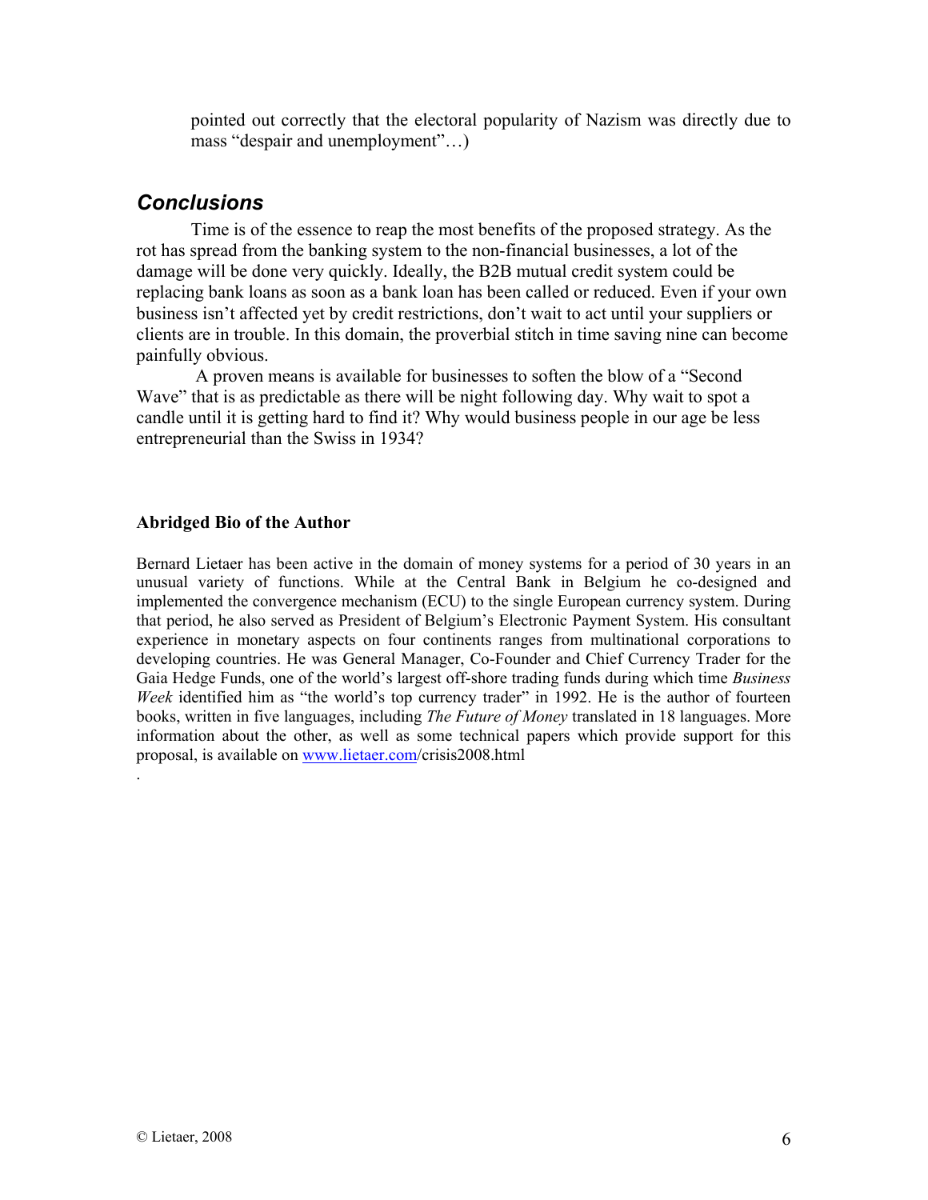pointed out correctly that the electoral popularity of Nazism was directly due to mass "despair and unemployment"…)

## *Conclusions*

Time is of the essence to reap the most benefits of the proposed strategy. As the rot has spread from the banking system to the non-financial businesses, a lot of the damage will be done very quickly. Ideally, the B2B mutual credit system could be replacing bank loans as soon as a bank loan has been called or reduced. Even if your own business isn't affected yet by credit restrictions, don't wait to act until your suppliers or clients are in trouble. In this domain, the proverbial stitch in time saving nine can become painfully obvious.

A proven means is available for businesses to soften the blow of a "Second Wave" that is as predictable as there will be night following day. Why wait to spot a candle until it is getting hard to find it? Why would business people in our age be less entrepreneurial than the Swiss in 1934?

**Abridged Bio of the Author**

Bernard Lietaer has been active in the domain of money systems for a period of 30 years in an unusual variety of functions. While at the Central Bank in Belgium he co-designed and implemented the convergence mechanism (ECU) to the single European currency system. During that period, he also served as President of Belgium's Electronic Payment System. His consultant experience in monetary aspects on four continents ranges from multinational corporations to developing countries. He was General Manager, Co-Founder and Chief Currency Trader for the Gaia Hedge Funds, one of the world's largest off-shore trading funds during which time *Business Week* identified him as "the world's top currency trader" in 1992. He is the author of fourteen books, written in five languages, including *The Future of Money* translated in 18 languages. More information about the other, as well as some technical papers which provide support for this proposal, is available on www.lietaer.com/crisis2008.html

.

© Lietaer, 2008